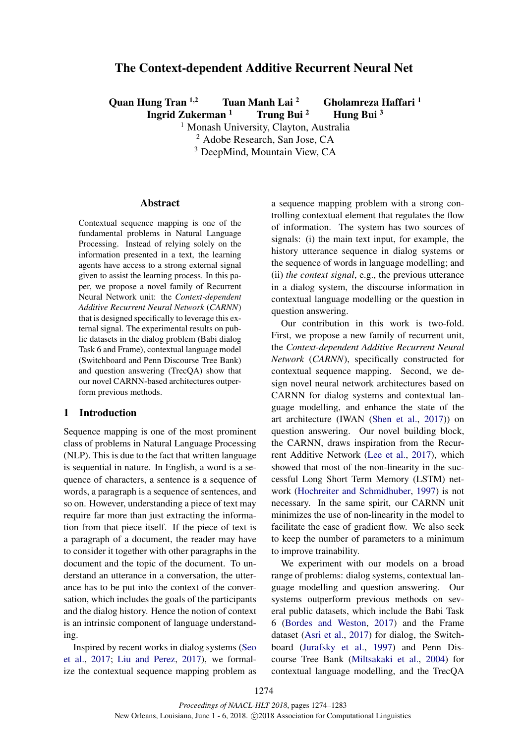# The Context-dependent Additive Recurrent Neural Net

**Quan Hung Tran** [1,2] **Tuan Manh Lai** [2] **Gholamreza Haffari** [1]
**Ingrid Zukerman** [1] **Trung Bui** [2] **Hung Bui** [3]

[1] Monash University, Clayton, Australia
[2] Adobe Research, San Jose, CA
[3] DeepMind, Mountain View, CA

## Abstract

Contextual sequence mapping is one of the fundamental problems in Natural Language Processing. Instead of relying solely on the information presented in a text, the learning agents have access to a strong external signal given to assist the learning process. In this paper, we propose a novel family of Recurrent Neural Network unit: the *Context-dependent Additive Recurrent Neural Network* (*CARNN*) that is designed specifically to leverage this external signal. The experimental results on public datasets in the dialog problem (Babi dialog Task 6 and Frame), contextual language model (Switchboard and Penn Discourse Tree Bank) and question answering (TrecQA) show that our novel CARNN-based architectures outperform previous methods.

## 1 Introduction

Sequence mapping is one of the most prominent class of problems in Natural Language Processing (NLP). This is due to the fact that written language is sequential in nature. In English, a word is a sequence of characters, a sentence is a sequence of words, a paragraph is a sequence of sentences, and so on. However, understanding a piece of text may require far more than just extracting the information from that piece itself. If the piece of text is a paragraph of a document, the reader may have to consider it together with other paragraphs in the document and the topic of the document. To understand an utterance in a conversation, the utterance has to be put into the context of the conversation, which includes the goals of the participants and the dialog history. Hence the notion of context is an intrinsic component of language understanding.

Inspired by recent works in dialog systems (Seo et al., 2017; Liu and Perez, 2017), we formalize the contextual sequence mapping problem as a sequence mapping problem with a strong controlling contextual element that regulates the flow of information. The system has two sources of signals: (i) the main text input, for example, the history utterance sequence in dialog systems or the sequence of words in language modelling; and (ii) *the context signal*, e.g., the previous utterance in a dialog system, the discourse information in contextual language modelling or the question in question answering.

Our contribution in this work is two-fold. First, we propose a new family of recurrent unit, the *Context-dependent Additive Recurrent Neural Network* (*CARNN*), specifically constructed for contextual sequence mapping. Second, we design novel neural network architectures based on CARNN for dialog systems and contextual language modelling, and enhance the state of the art architecture (IWAN (Shen et al., 2017)) on question answering. Our novel building block, the CARNN, draws inspiration from the Recurrent Additive Network (Lee et al., 2017), which showed that most of the non-linearity in the successful Long Short Term Memory (LSTM) network (Hochreiter and Schmidhuber, 1997) is not necessary. In the same spirit, our CARNN unit minimizes the use of non-linearity in the model to facilitate the ease of gradient flow. We also seek to keep the number of parameters to a minimum to improve trainability.

We experiment with our models on a broad range of problems: dialog systems, contextual language modelling and question answering. Our systems outperform previous methods on several public datasets, which include the Babi Task 6 (Bordes and Weston, 2017) and the Frame dataset (Asri et al., 2017) for dialog, the Switchboard (Jurafsky et al., 1997) and Penn Discourse Tree Bank (Miltsakaki et al., 2004) for contextual language modelling, and the TrecQA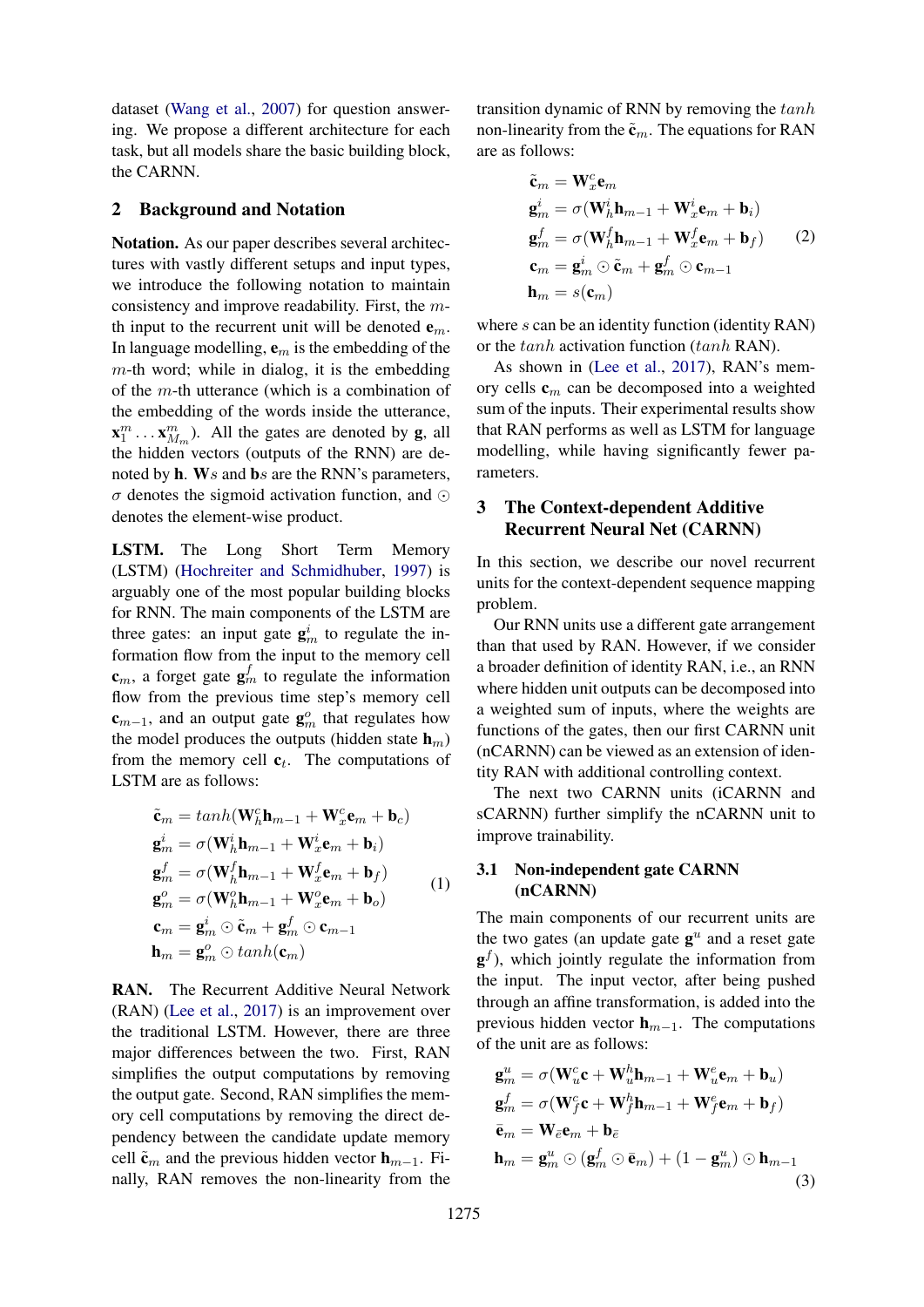dataset (Wang et al., 2007) for question answering. We propose a different architecture for each task, but all models share the basic building block, the CARNN.

## 2 Background and Notation

**Notation.** As our paper describes several architectures with vastly different setups and input types, we introduce the following notation to maintain consistency and improve readability. First, the $m$-th input to the recurrent unit will be denoted $\mathbf{e}_m$. In language modelling, $\mathbf{e}_m$ is the embedding of the $m$-th word; while in dialog, it is the embedding of the $m$-th utterance (which is a combination of the embedding of the words inside the utterance, $\mathbf{x}_1^m \ldots \mathbf{x}_{M_m}^m$). All the gates are denoted by $\mathbf{g}$, all the hidden vectors (outputs of the RNN) are denoted by $\mathbf{h}$. $\mathbf{W}s$ and $\mathbf{b}s$ are the RNN's parameters, $\sigma$ denotes the sigmoid activation function, and $\odot$ denotes the element-wise product.

**LSTM.** The Long Short Term Memory (LSTM) (Hochreiter and Schmidhuber, 1997) is arguably one of the most popular building blocks for RNN. The main components of the LSTM are three gates: an input gate $\mathbf{g}_m^i$ to regulate the information flow from the input to the memory cell $\mathbf{c}_m$, a forget gate $\mathbf{g}_m^f$ to regulate the information flow from the previous time step's memory cell $\mathbf{c}_{m-1}$, and an output gate $\mathbf{g}_m^o$ that regulates how the model produces the outputs (hidden state $\mathbf{h}_m$) from the memory cell $\mathbf{c}_t$. The computations of LSTM are as follows:

$$
\begin{aligned}
\tilde{\mathbf{c}}_m &= tanh(\mathbf{W}_h^c \mathbf{h}_{m-1} + \mathbf{W}_x^c \mathbf{e}_m + \mathbf{b}_c) \\
\mathbf{g}_m^i &= \sigma(\mathbf{W}_h^i \mathbf{h}_{m-1} + \mathbf{W}_x^i \mathbf{e}_m + \mathbf{b}_i) \\
\mathbf{g}_m^f &= \sigma(\mathbf{W}_h^f \mathbf{h}_{m-1} + \mathbf{W}_x^f \mathbf{e}_m + \mathbf{b}_f) \\
\mathbf{g}_m^o &= \sigma(\mathbf{W}_h^o \mathbf{h}_{m-1} + \mathbf{W}_x^o \mathbf{e}_m + \mathbf{b}_o) \\
\mathbf{c}_m &= \mathbf{g}_m^i \odot \tilde{\mathbf{c}}_m + \mathbf{g}_m^f \odot \mathbf{c}_{m-1} \\
\mathbf{h}_m &= \mathbf{g}_m^o \odot tanh(\mathbf{c}_m)
\end{aligned}
\tag{1}
$$

**RAN.** The Recurrent Additive Neural Network (RAN) (Lee et al., 2017) is an improvement over the traditional LSTM. However, there are three major differences between the two. First, RAN simplifies the output computations by removing the output gate. Second, RAN simplifies the memory cell computations by removing the direct dependency between the candidate update memory cell $\tilde{\mathbf{c}}_m$ and the previous hidden vector $\mathbf{h}_{m-1}$. Finally, RAN removes the non-linearity from the transition dynamic of RNN by removing the $tanh$ non-linearity from the $\tilde{\mathbf{c}}_m$. The equations for RAN are as follows:

$$
\begin{aligned}
\tilde{\mathbf{c}}_m &= \mathbf{W}_x^c \mathbf{e}_m \\
\mathbf{g}_m^i &= \sigma(\mathbf{W}_h^i \mathbf{h}_{m-1} + \mathbf{W}_x^i \mathbf{e}_m + \mathbf{b}_i) \\
\mathbf{g}_m^f &= \sigma(\mathbf{W}_h^f \mathbf{h}_{m-1} + \mathbf{W}_x^f \mathbf{e}_m + \mathbf{b}_f) \\
\mathbf{c}_m &= \mathbf{g}_m^i \odot \tilde{\mathbf{c}}_m + \mathbf{g}_m^f \odot \mathbf{c}_{m-1} \\
\mathbf{h}_m &= s(\mathbf{c}_m)
\end{aligned}
\tag{2}
$$

where $s$ can be an identity function (identity RAN) or the $tanh$ activation function ($tanh$ RAN).

As shown in (Lee et al., 2017), RAN's memory cells $\mathbf{c}_m$ can be decomposed into a weighted sum of the inputs. Their experimental results show that RAN performs as well as LSTM for language modelling, while having significantly fewer parameters.

## 3 The Context-dependent Additive Recurrent Neural Net (CARNN)

In this section, we describe our novel recurrent units for the context-dependent sequence mapping problem.

Our RNN units use a different gate arrangement than that used by RAN. However, if we consider a broader definition of identity RAN, i.e., an RNN where hidden unit outputs can be decomposed into a weighted sum of inputs, where the weights are functions of the gates, then our first CARNN unit (nCARNN) can be viewed as an extension of identity RAN with additional controlling context.

The next two CARNN units (iCARNN and sCARNN) further simplify the nCARNN unit to improve trainability.

### 3.1 Non-independent gate CARNN (nCARNN)

The main components of our recurrent units are the two gates (an update gate $\mathbf{g}^u$ and a reset gate $\mathbf{g}^f$), which jointly regulate the information from the input. The input vector, after being pushed through an affine transformation, is added into the previous hidden vector $\mathbf{h}_{m-1}$. The computations of the unit are as follows:

$$
\begin{aligned}
\mathbf{g}_m^u &= \sigma(\mathbf{W}_u^c \mathbf{c} + \mathbf{W}_u^h \mathbf{h}_{m-1} + \mathbf{W}_u^e \mathbf{e}_m + \mathbf{b}_u) \\
\mathbf{g}_m^f &= \sigma(\mathbf{W}_f^c \mathbf{c} + \mathbf{W}_f^h \mathbf{h}_{m-1} + \mathbf{W}_f^e \mathbf{e}_m + \mathbf{b}_f) \\
\bar{\mathbf{e}}_m &= \mathbf{W}_{\bar{e}} \mathbf{e}_m + \mathbf{b}_{\bar{e}} \\
\mathbf{h}_m &= \mathbf{g}_m^u \odot (\mathbf{g}_m^f \odot \bar{\mathbf{e}}_m) + (1 - \mathbf{g}_m^u) \odot \mathbf{h}_{m-1}
\end{aligned}
\tag{3}
$$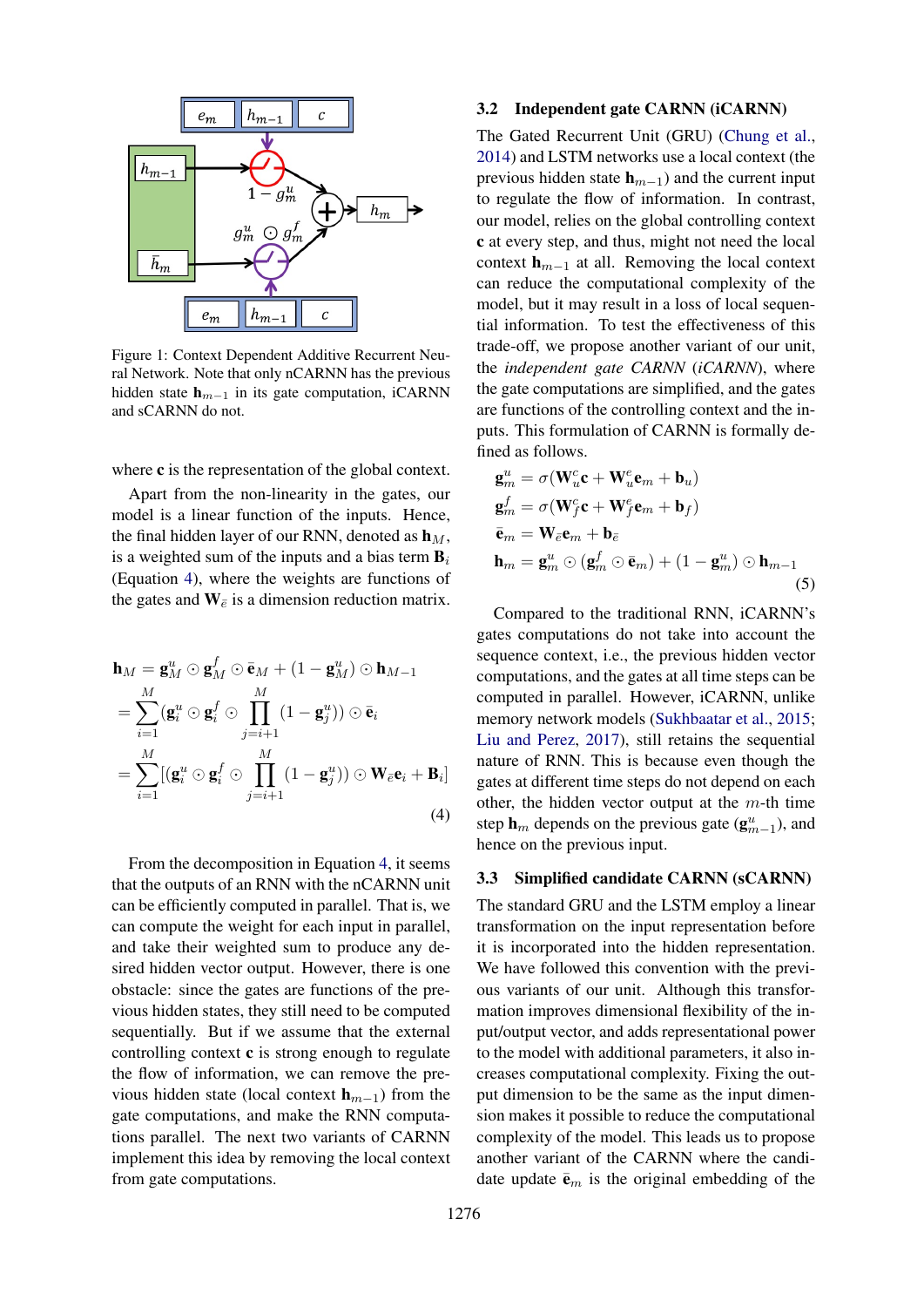Figure 1: Context Dependent Additive Recurrent Neural Network. Note that only nCARNN has the previous hidden state $\mathbf{h}_{m-1}$ in its gate computation, iCARNN and sCARNN do not.

where $\mathbf{c}$ is the representation of the global context.

Apart from the non-linearity in the gates, our model is a linear function of the inputs. Hence, the final hidden layer of our RNN, denoted as $\mathbf{h}_M$, is a weighted sum of the inputs and a bias term $\mathbf{B}_i$ (Equation 4), where the weights are functions of the gates and $\mathbf{W}_{\bar{e}}$ is a dimension reduction matrix.

$$
\begin{aligned}
\mathbf{h}_M &= \mathbf{g}^u_M \odot \mathbf{g}^f_M \odot \bar{\mathbf{e}}_M + (1 - \mathbf{g}^u_M) \odot \mathbf{h}_{M-1} \\
&= \sum_{i=1}^{M} (\mathbf{g}^u_i \odot \mathbf{g}^f_i \odot \prod_{j=i+1}^{M} (1 - \mathbf{g}^u_j)) \odot \bar{\mathbf{e}}_i \\
&= \sum_{i=1}^{M} [(\mathbf{g}^u_i \odot \mathbf{g}^f_i \odot \prod_{j=i+1}^{M} (1 - \mathbf{g}^u_j)) \odot \mathbf{W}_{\bar{e}} \mathbf{e}_i + \mathbf{B}_i]
\end{aligned}
\tag{4}
$$

From the decomposition in Equation 4, it seems that the outputs of an RNN with the nCARNN unit can be efficiently computed in parallel. That is, we can compute the weight for each input in parallel, and take their weighted sum to produce any desired hidden vector output. However, there is one obstacle: since the gates are functions of the previous hidden states, they still need to be computed sequentially. But if we assume that the external controlling context $\mathbf{c}$ is strong enough to regulate the flow of information, we can remove the previous hidden state (local context $\mathbf{h}_{m-1}$) from the gate computations, and make the RNN computations parallel. The next two variants of CARNN implement this idea by removing the local context from gate computations.

### 3.2 Independent gate CARNN (iCARNN)

The Gated Recurrent Unit (GRU) (Chung et al., 2014) and LSTM networks use a local context (the previous hidden state $\mathbf{h}_{m-1}$) and the current input to regulate the flow of information. In contrast, our model, relies on the global controlling context $\mathbf{c}$ at every step, and thus, might not need the local context $\mathbf{h}_{m-1}$ at all. Removing the local context can reduce the computational complexity of the model, but it may result in a loss of local sequential information. To test the effectiveness of this trade-off, we propose another variant of our unit, the *independent gate CARNN* (*iCARNN*), where the gate computations are simplified, and the gates are functions of the controlling context and the inputs. This formulation of CARNN is formally defined as follows.

$$
\begin{aligned}
\mathbf{g}^u_m &= \sigma(\mathbf{W}^c_u \mathbf{c} + \mathbf{W}^e_u \mathbf{e}_m + \mathbf{b}_u) \\
\mathbf{g}^f_m &= \sigma(\mathbf{W}^c_f \mathbf{c} + \mathbf{W}^e_f \mathbf{e}_m + \mathbf{b}_f) \\
\bar{\mathbf{e}}_m &= \mathbf{W}_{\bar{e}} \mathbf{e}_m + \mathbf{b}_{\bar{e}} \\
\mathbf{h}_m &= \mathbf{g}^u_m \odot (\mathbf{g}^f_m \odot \bar{\mathbf{e}}_m) + (1 - \mathbf{g}^u_m) \odot \mathbf{h}_{m-1}
\end{aligned}
\tag{5}
$$

Compared to the traditional RNN, iCARNN's gates computations do not take into account the sequence context, i.e., the previous hidden vector computations, and the gates at all time steps can be computed in parallel. However, iCARNN, unlike memory network models (Sukhbaatar et al., 2015; Liu and Perez, 2017), still retains the sequential nature of RNN. This is because even though the gates at different time steps do not depend on each other, the hidden vector output at the $m$-th time step $\mathbf{h}_m$ depends on the previous gate ($\mathbf{g}^u_{m-1}$), and hence on the previous input.

### 3.3 Simplified candidate CARNN (sCARNN)

The standard GRU and the LSTM employ a linear transformation on the input representation before it is incorporated into the hidden representation. We have followed this convention with the previous variants of our unit. Although this transformation improves dimensional flexibility of the input/output vector, and adds representational power to the model with additional parameters, it also increases computational complexity. Fixing the output dimension to be the same as the input dimension makes it possible to reduce the computational complexity of the model. This leads us to propose another variant of the CARNN where the candidate update $\bar{\mathbf{e}}_m$ is the original embedding of the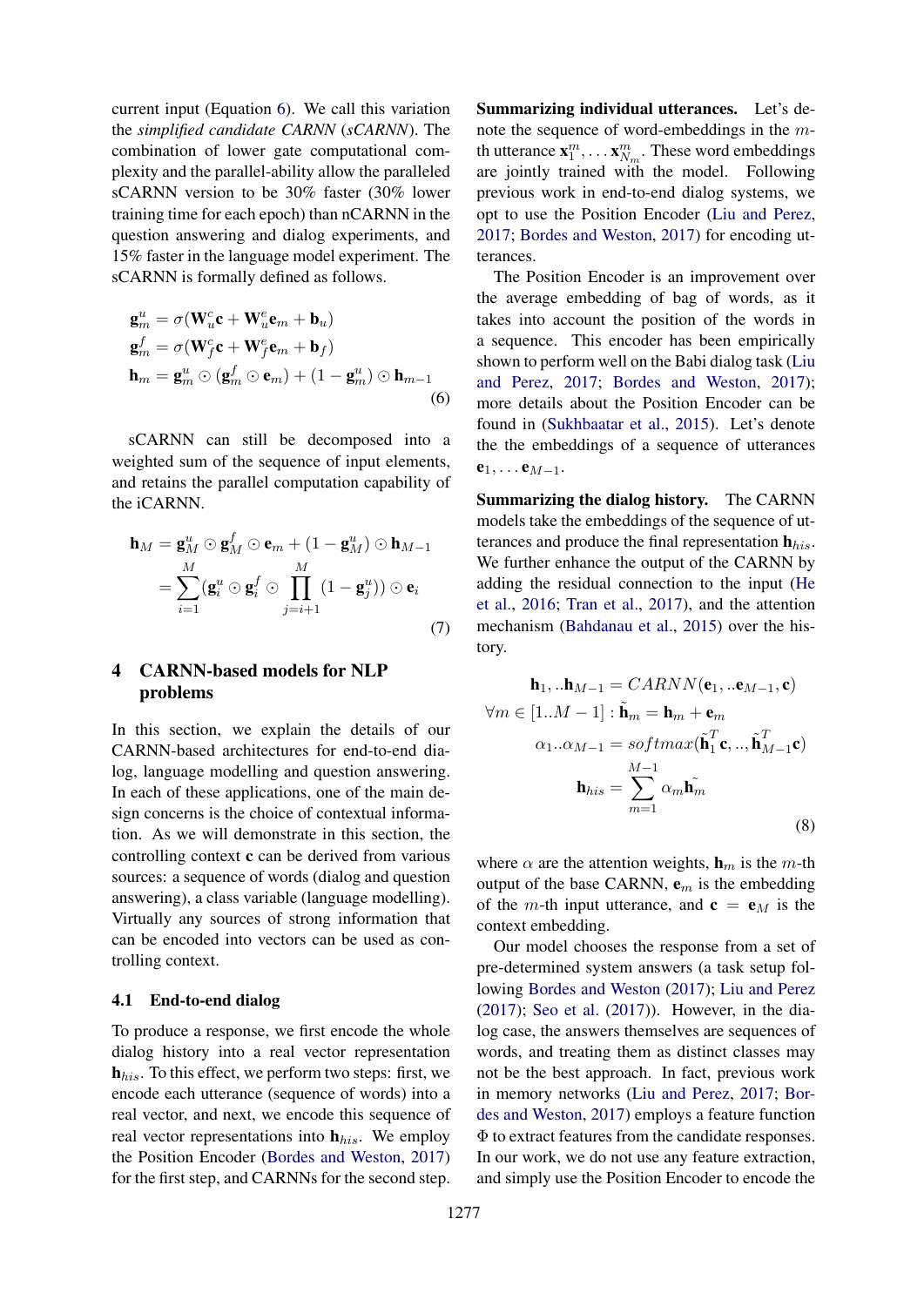current input (Equation 6). We call this variation the *simplified candidate CARNN* (*sCARNN*). The combination of lower gate computational complexity and the parallel-ability allow the paralleled sCARNN version to be 30% faster (30% lower training time for each epoch) than nCARNN in the question answering and dialog experiments, and 15% faster in the language model experiment. The sCARNN is formally defined as follows.

$$
\begin{aligned}
\mathbf{g}_m^u &= \sigma(\mathbf{W}_u^c \mathbf{c} + \mathbf{W}_u^e \mathbf{e}_m + \mathbf{b}_u) \\
\mathbf{g}_m^f &= \sigma(\mathbf{W}_f^c \mathbf{c} + \mathbf{W}_f^e \mathbf{e}_m + \mathbf{b}_f) \\
\mathbf{h}_m &= \mathbf{g}_m^u \odot (\mathbf{g}_m^f \odot \mathbf{e}_m) + (1 - \mathbf{g}_m^u) \odot \mathbf{h}_{m-1}
\end{aligned} \tag{6}
$$

sCARNN can still be decomposed into a weighted sum of the sequence of input elements, and retains the parallel computation capability of the iCARNN.

$$
\begin{aligned}
\mathbf{h}_M &= \mathbf{g}_M^u \odot \mathbf{g}_M^f \odot \mathbf{e}_m + (1 - \mathbf{g}_M^u) \odot \mathbf{h}_{M-1} \\
&= \sum_{i=1}^{M} (\mathbf{g}_i^u \odot \mathbf{g}_i^f \odot \prod_{j=i+1}^{M} (1 - \mathbf{g}_j^u)) \odot \mathbf{e}_i
\end{aligned} \tag{7}
$$

## 4 CARNN-based models for NLP problems

In this section, we explain the details of our CARNN-based architectures for end-to-end dialog, language modelling and question answering. In each of these applications, one of the main design concerns is the choice of contextual information. As we will demonstrate in this section, the controlling context $\mathbf{c}$ can be derived from various sources: a sequence of words (dialog and question answering), a class variable (language modelling). Virtually any sources of strong information that can be encoded into vectors can be used as controlling context.

### 4.1 End-to-end dialog

To produce a response, we first encode the whole dialog history into a real vector representation $\mathbf{h}_{his}$. To this effect, we perform two steps: first, we encode each utterance (sequence of words) into a real vector, and next, we encode this sequence of real vector representations into $\mathbf{h}_{his}$. We employ the Position Encoder (Bordes and Weston, 2017) for the first step, and CARNNs for the second step.

**Summarizing individual utterances.** Let's denote the sequence of word-embeddings in the $m$-th utterance $\mathbf{x}_1^m, \ldots \mathbf{x}_{N_m}^m$. These word embeddings are jointly trained with the model. Following previous work in end-to-end dialog systems, we opt to use the Position Encoder (Liu and Perez, 2017; Bordes and Weston, 2017) for encoding utterances.

The Position Encoder is an improvement over the average embedding of bag of words, as it takes into account the position of the words in a sequence. This encoder has been empirically shown to perform well on the Babi dialog task (Liu and Perez, 2017; Bordes and Weston, 2017); more details about the Position Encoder can be found in (Sukhbaatar et al., 2015). Let's denote the the embeddings of a sequence of utterances $\mathbf{e}_1, \ldots \mathbf{e}_{M-1}$.

**Summarizing the dialog history.** The CARNN models take the embeddings of the sequence of utterances and produce the final representation $\mathbf{h}_{his}$. We further enhance the output of the CARNN by adding the residual connection to the input (He et al., 2016; Tran et al., 2017), and the attention mechanism (Bahdanau et al., 2015) over the history.

$$
\begin{aligned}
\mathbf{h}_1, ..\mathbf{h}_{M-1} &= CARNN(\mathbf{e}_1, ..\mathbf{e}_{M-1}, \mathbf{c}) \\
\forall m \in [1..M-1] : \tilde{\mathbf{h}}_m &= \mathbf{h}_m + \mathbf{e}_m \\
\alpha_1..\alpha_{M-1} &= softmax(\tilde{\mathbf{h}}_1^T \mathbf{c}, .., \tilde{\mathbf{h}}_{M-1}^T \mathbf{c}) \\
\mathbf{h}_{his} &= \sum_{m=1}^{M-1} \alpha_m \tilde{\mathbf{h}_m}
\end{aligned} \tag{8}
$$

where $\alpha$ are the attention weights, $\mathbf{h}_m$ is the $m$-th output of the base CARNN, $\mathbf{e}_m$ is the embedding of the $m$-th input utterance, and $\mathbf{c} = \mathbf{e}_M$ is the context embedding.

Our model chooses the response from a set of pre-determined system answers (a task setup following Bordes and Weston (2017); Liu and Perez (2017); Seo et al. (2017)). However, in the dialog case, the answers themselves are sequences of words, and treating them as distinct classes may not be the best approach. In fact, previous work in memory networks (Liu and Perez, 2017; Bordes and Weston, 2017) employs a feature function $\Phi$ to extract features from the candidate responses. In our work, we do not use any feature extraction, and simply use the Position Encoder to encode the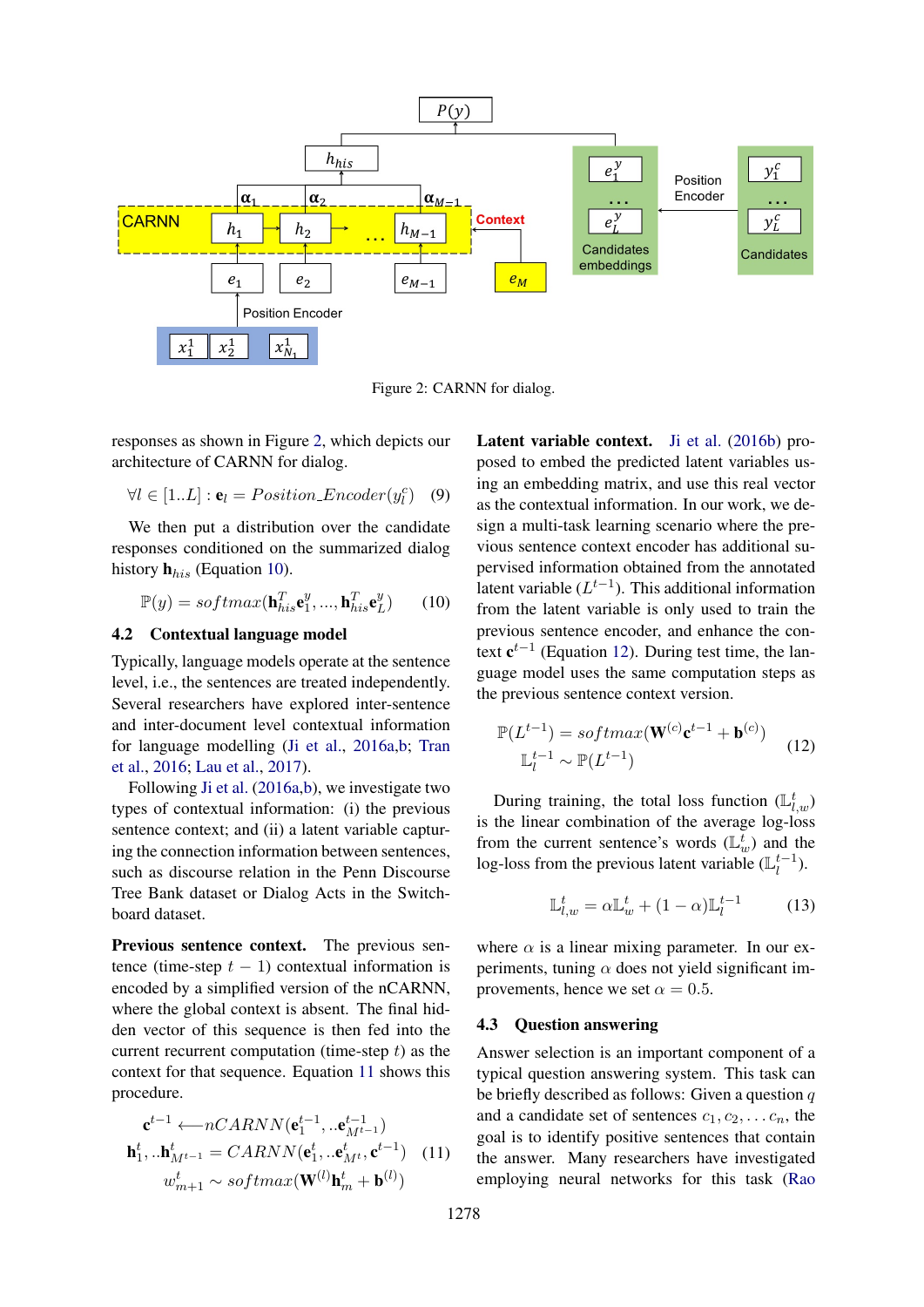Figure 2: CARNN for dialog.

responses as shown in Figure 2, which depicts our architecture of CARNN for dialog.

$$\forall l \in [1..L] : \mathbf{e}_l = Position\_Encoder(y^c_l) \quad (9)$$

We then put a distribution over the candidate responses conditioned on the summarized dialog history $\mathbf{h}_{his}$ (Equation 10).

$$\mathbb{P}(y) = softmax(\mathbf{h}^T_{his}\mathbf{e}^y_1, ..., \mathbf{h}^T_{his}\mathbf{e}^y_L) \quad (10)$$

### 4.2 Contextual language model

Typically, language models operate at the sentence level, i.e., the sentences are treated independently. Several researchers have explored inter-sentence and inter-document level contextual information for language modelling (Ji et al., 2016a,b; Tran et al., 2016; Lau et al., 2017).

Following Ji et al. (2016a,b), we investigate two types of contextual information: (i) the previous sentence context; and (ii) a latent variable capturing the connection information between sentences, such as discourse relation in the Penn Discourse Tree Bank dataset or Dialog Acts in the Switchboard dataset.

**Previous sentence context.** The previous sentence (time-step $t-1$) contextual information is encoded by a simplified version of the nCARNN, where the global context is absent. The final hidden vector of this sequence is then fed into the current recurrent computation (time-step $t$) as the context for that sequence. Equation 11 shows this procedure.

$$\begin{gathered}
\mathbf{c}^{t-1} \longleftarrow nCARNN(\mathbf{e}^{t-1}_1, ..\mathbf{e}^{t-1}_{M^{t-1}}) \\
\mathbf{h}^t_1, ..\mathbf{h}^t_{M^{t-1}} = CARNN(\mathbf{e}^t_1, ..\mathbf{e}^t_{M^t}, \mathbf{c}^{t-1}) \\
w^t_{m+1} \sim softmax(\mathbf{W}^{(l)}\mathbf{h}^t_m + \mathbf{b}^{(l)})
\end{gathered} \quad (11)$$

**Latent variable context.** Ji et al. (2016b) proposed to embed the predicted latent variables using an embedding matrix, and use this real vector as the contextual information. In our work, we design a multi-task learning scenario where the previous sentence context encoder has additional supervised information obtained from the annotated latent variable ($L^{t-1}$). This additional information from the latent variable is only used to train the previous sentence encoder, and enhance the context $\mathbf{c}^{t-1}$ (Equation 12). During test time, the language model uses the same computation steps as the previous sentence context version.

$$\begin{gathered}
\mathbb{P}(L^{t-1}) = softmax(\mathbf{W}^{(c)}\mathbf{c}^{t-1} + \mathbf{b}^{(c)}) \\
\mathbb{L}^{t-1}_l \sim \mathbb{P}(L^{t-1})
\end{gathered} \quad (12)$$

During training, the total loss function ($\mathbb{L}^t_{l,w}$) is the linear combination of the average log-loss from the current sentence's words ($\mathbb{L}^t_w$) and the log-loss from the previous latent variable ($\mathbb{L}^{t-1}_l$).

$$\mathbb{L}^t_{l,w} = \alpha\mathbb{L}^t_w + (1-\alpha)\mathbb{L}^{t-1}_l \quad (13)$$

where $\alpha$ is a linear mixing parameter. In our experiments, tuning $\alpha$ does not yield significant improvements, hence we set $\alpha = 0.5$.

### 4.3 Question answering

Answer selection is an important component of a typical question answering system. This task can be briefly described as follows: Given a question $q$ and a candidate set of sentences $c_1, c_2, \ldots c_n$, the goal is to identify positive sentences that contain the answer. Many researchers have investigated employing neural networks for this task (Rao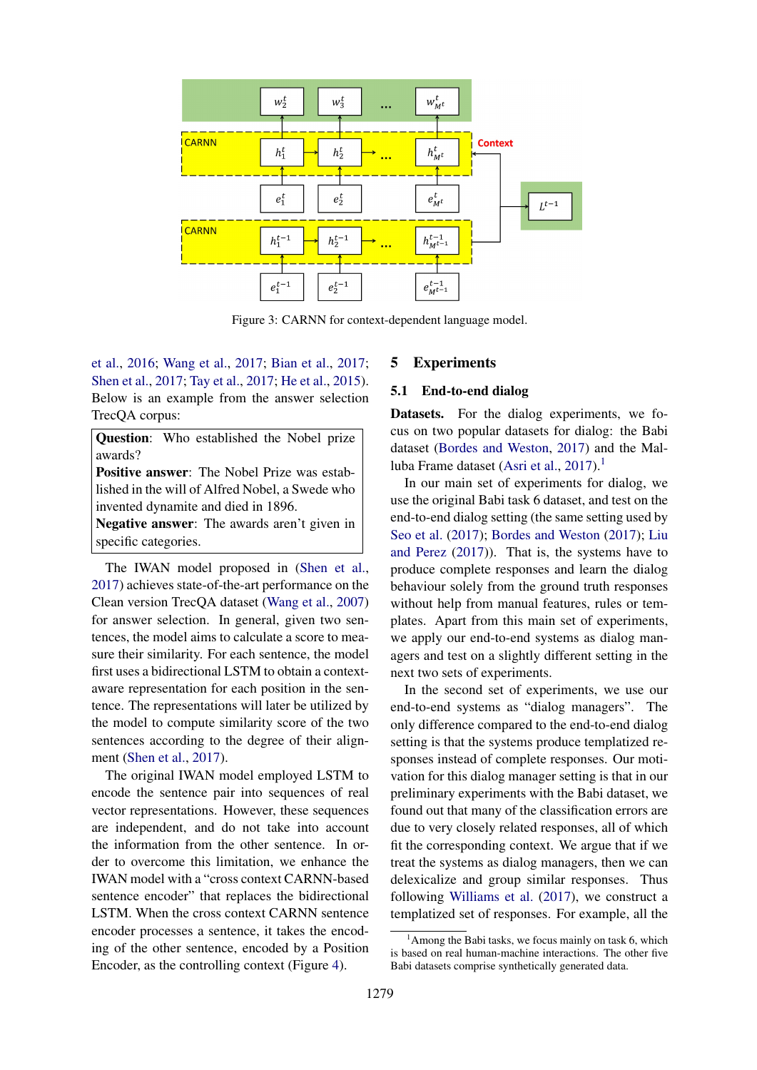Figure 3: CARNN for context-dependent language model.

et al., 2016; Wang et al., 2017; Bian et al., 2017; Shen et al., 2017; Tay et al., 2017; He et al., 2015). Below is an example from the answer selection TrecQA corpus:

> **Question**: Who established the Nobel prize awards?
> **Positive answer**: The Nobel Prize was established in the will of Alfred Nobel, a Swede who invented dynamite and died in 1896.
> **Negative answer**: The awards aren't given in specific categories.

The IWAN model proposed in (Shen et al., 2017) achieves state-of-the-art performance on the Clean version TrecQA dataset (Wang et al., 2007) for answer selection. In general, given two sentences, the model aims to calculate a score to measure their similarity. For each sentence, the model first uses a bidirectional LSTM to obtain a context-aware representation for each position in the sentence. The representations will later be utilized by the model to compute similarity score of the two sentences according to the degree of their alignment (Shen et al., 2017).

The original IWAN model employed LSTM to encode the sentence pair into sequences of real vector representations. However, these sequences are independent, and do not take into account the information from the other sentence. In order to overcome this limitation, we enhance the IWAN model with a "cross context CARNN-based sentence encoder" that replaces the bidirectional LSTM. When the cross context CARNN sentence encoder processes a sentence, it takes the encoding of the other sentence, encoded by a Position Encoder, as the controlling context (Figure 4).

## 5 Experiments

### 5.1 End-to-end dialog

**Datasets.** For the dialog experiments, we focus on two popular datasets for dialog: the Babi dataset (Bordes and Weston, 2017) and the Malluba Frame dataset (Asri et al., 2017).[1]

In our main set of experiments for dialog, we use the original Babi task 6 dataset, and test on the end-to-end dialog setting (the same setting used by Seo et al. (2017); Bordes and Weston (2017); Liu and Perez (2017)). That is, the systems have to produce complete responses and learn the dialog behaviour solely from the ground truth responses without help from manual features, rules or templates. Apart from this main set of experiments, we apply our end-to-end systems as dialog managers and test on a slightly different setting in the next two sets of experiments.

In the second set of experiments, we use our end-to-end systems as "dialog managers". The only difference compared to the end-to-end dialog setting is that the systems produce templatized responses instead of complete responses. Our motivation for this dialog manager setting is that in our preliminary experiments with the Babi dataset, we found out that many of the classification errors are due to very closely related responses, all of which fit the corresponding context. We argue that if we treat the systems as dialog managers, then we can delexicalize and group similar responses. Thus following Williams et al. (2017), we construct a templatized set of responses. For example, all the

[1] Among the Babi tasks, we focus mainly on task 6, which is based on real human-machine interactions. The other five Babi datasets comprise synthetically generated data.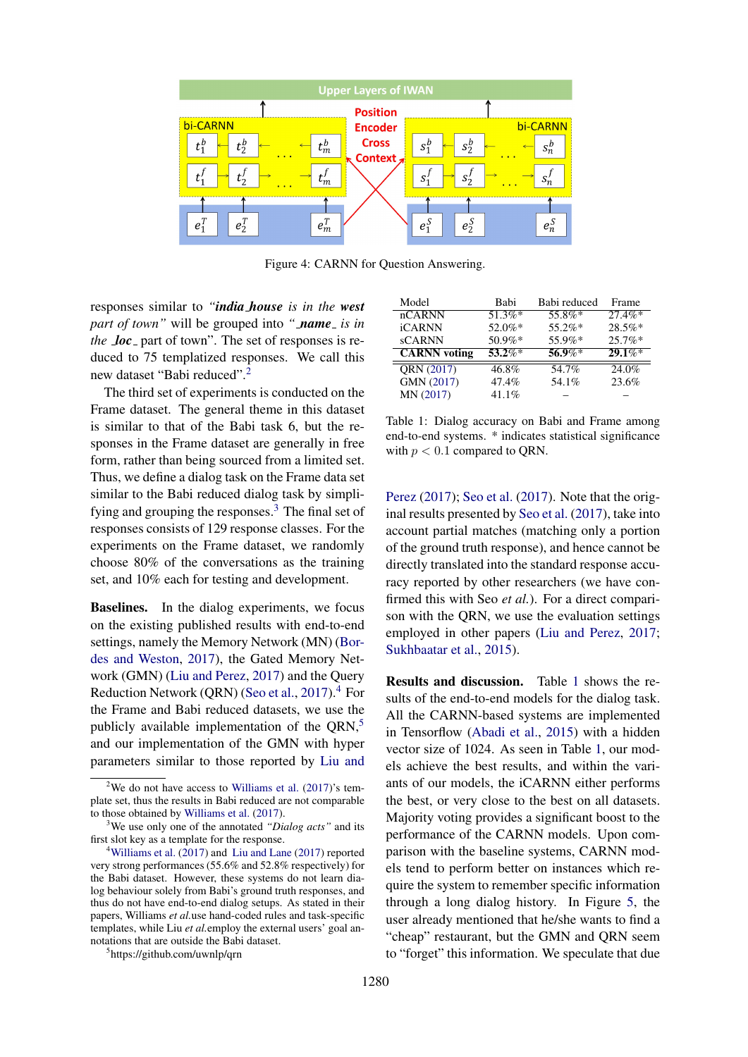Figure 4: CARNN for Question Answering.

responses similar to *"**india_house** is in the **west** part of town"* will be grouped into *"_**name**_ is in the _**loc**_ part of town"*. The set of responses is reduced to 75 templatized responses. We call this new dataset "Babi reduced".[2]

The third set of experiments is conducted on the Frame dataset. The general theme in this dataset is similar to that of the Babi task 6, but the responses in the Frame dataset are generally in free form, rather than being sourced from a limited set. Thus, we define a dialog task on the Frame data set similar to the Babi reduced dialog task by simplifying and grouping the responses.[3] The final set of responses consists of 129 response classes. For the experiments on the Frame dataset, we randomly choose 80% of the conversations as the training set, and 10% each for testing and development.

**Baselines.** In the dialog experiments, we focus on the existing published results with end-to-end settings, namely the Memory Network (MN) (Bordes and Weston, 2017), the Gated Memory Network (GMN) (Liu and Perez, 2017) and the Query Reduction Network (QRN) (Seo et al., 2017).[4] For the Frame and Babi reduced datasets, we use the publicly available implementation of the QRN,[5] and our implementation of the GMN with hyper parameters similar to those reported by Liu and Perez (2017); Seo et al. (2017). Note that the original results presented by Seo et al. (2017), take into account partial matches (matching only a portion of the ground truth response), and hence cannot be directly translated into the standard response accuracy reported by other researchers (we have confirmed this with Seo *et al.*). For a direct comparison with the QRN, we use the evaluation settings employed in other papers (Liu and Perez, 2017; Sukhbaatar et al., 2015).

| Model | Babi | Babi reduced | Frame |
|---|---|---|---|
| nCARNN | 51.3%* | 55.8%* | 27.4%* |
| iCARNN | 52.0%* | 55.2%* | 28.5%* |
| sCARNN | 50.9%* | 55.9%* | 25.7%* |
| **CARNN voting** | **53.2%*** | **56.9%*** | **29.1%*** |
| QRN (2017) | 46.8% | 54.7% | 24.0% |
| GMN (2017) | 47.4% | 54.1% | 23.6% |
| MN (2017) | 41.1% | – | – |

Table 1: Dialog accuracy on Babi and Frame among end-to-end systems. * indicates statistical significance with $p < 0.1$ compared to QRN.

**Results and discussion.** Table 1 shows the results of the end-to-end models for the dialog task. All the CARNN-based systems are implemented in Tensorflow (Abadi et al., 2015) with a hidden vector size of 1024. As seen in Table 1, our models achieve the best results, and within the variants of our models, the iCARNN either performs the best, or very close to the best on all datasets. Majority voting provides a significant boost to the performance of the CARNN models. Upon comparison with the baseline systems, CARNN models tend to perform better on instances which require the system to remember specific information through a long dialog history. In Figure 5, the user already mentioned that he/she wants to find a "cheap" restaurant, but the GMN and QRN seem to "forget" this information. We speculate that due

[2] We do not have access to Williams et al. (2017)'s template set, thus the results in Babi reduced are not comparable to those obtained by Williams et al. (2017).

[3] We use only one of the annotated *"Dialog acts"* and its first slot key as a template for the response.

[4] Williams et al. (2017) and Liu and Lane (2017) reported very strong performances (55.6% and 52.8% respectively) for the Babi dataset. However, these systems do not learn dialog behaviour solely from Babi's ground truth responses, and thus do not have end-to-end dialog setups. As stated in their papers, Williams *et al.*use hand-coded rules and task-specific templates, while Liu *et al.*employ the external users' goal annotations that are outside the Babi dataset.

[5] https://github.com/uwnlp/qrn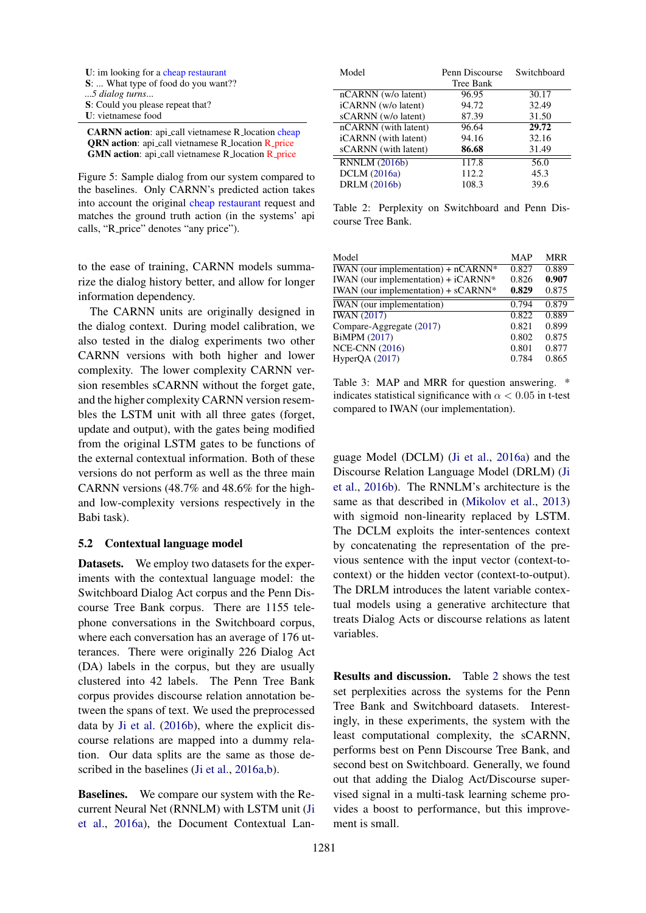**U**: im looking for a cheap restaurant
**S**: ... What type of food do you want??
*...5 dialog turns...*
**S**: Could you please repeat that?
**U**: vietnamese food

**CARNN action**: api_call vietnamese R_location cheap
**QRN action**: api_call vietnamese R_location R_price
**GMN action**: api_call vietnamese R_location R_price

Figure 5: Sample dialog from our system compared to the baselines. Only CARNN's predicted action takes into account the original cheap restaurant request and matches the ground truth action (in the systems' api calls, "R_price" denotes "any price").

to the ease of training, CARNN models summarize the dialog history better, and allow for longer information dependency.

The CARNN units are originally designed in the dialog context. During model calibration, we also tested in the dialog experiments two other CARNN versions with both higher and lower complexity. The lower complexity CARNN version resembles sCARNN without the forget gate, and the higher complexity CARNN version resembles the LSTM unit with all three gates (forget, update and output), with the gates being modified from the original LSTM gates to be functions of the external contextual information. Both of these versions do not perform as well as the three main CARNN versions (48.7% and 48.6% for the high- and low-complexity versions respectively in the Babi task).

### 5.2 Contextual language model

**Datasets.** We employ two datasets for the experiments with the contextual language model: the Switchboard Dialog Act corpus and the Penn Discourse Tree Bank corpus. There are 1155 telephone conversations in the Switchboard corpus, where each conversation has an average of 176 utterances. There were originally 226 Dialog Act (DA) labels in the corpus, but they are usually clustered into 42 labels. The Penn Tree Bank corpus provides discourse relation annotation between the spans of text. We used the preprocessed data by Ji et al. (2016b), where the explicit discourse relations are mapped into a dummy relation. Our data splits are the same as those described in the baselines (Ji et al., 2016a,b).

**Baselines.** We compare our system with the Recurrent Neural Net (RNNLM) with LSTM unit (Ji et al., 2016a), the Document Contextual Language Model (DCLM) (Ji et al., 2016a) and the Discourse Relation Language Model (DRLM) (Ji et al., 2016b). The RNNLM's architecture is the same as that described in (Mikolov et al., 2013) with sigmoid non-linearity replaced by LSTM. The DCLM exploits the inter-sentences context by concatenating the representation of the previous sentence with the input vector (context-to-context) or the hidden vector (context-to-output). The DRLM introduces the latent variable contextual models using a generative architecture that treats Dialog Acts or discourse relations as latent variables.

| Model | Penn Discourse Tree Bank | Switchboard |
|---|---|---|
| nCARNN (w/o latent) | 96.95 | 30.17 |
| iCARNN (w/o latent) | 94.72 | 32.49 |
| sCARNN (w/o latent) | 87.39 | 31.50 |
| nCARNN (with latent) | 96.64 | **29.72** |
| iCARNN (with latent) | 94.16 | 32.16 |
| sCARNN (with latent) | **86.68** | 31.49 |
| RNNLM (2016b) | 117.8 | 56.0 |
| DCLM (2016a) | 112.2 | 45.3 |
| DRLM (2016b) | 108.3 | 39.6 |

Table 2: Perplexity on Switchboard and Penn Discourse Tree Bank.

| Model | MAP | MRR |
|---|---|---|
| IWAN (our implementation) + nCARNN* | 0.827 | 0.889 |
| IWAN (our implementation) + iCARNN* | 0.826 | **0.907** |
| IWAN (our implementation) + sCARNN* | **0.829** | 0.875 |
| IWAN (our implementation) | 0.794 | 0.879 |
| IWAN (2017) | 0.822 | 0.889 |
| Compare-Aggregate (2017) | 0.821 | 0.899 |
| BiMPM (2017) | 0.802 | 0.875 |
| NCE-CNN (2016) | 0.801 | 0.877 |
| HyperQA (2017) | 0.784 | 0.865 |

Table 3: MAP and MRR for question answering. * indicates statistical significance with $\alpha < 0.05$ in t-test compared to IWAN (our implementation).

**Results and discussion.** Table 2 shows the test set perplexities across the systems for the Penn Tree Bank and Switchboard datasets. Interestingly, in these experiments, the system with the least computational complexity, the sCARNN, performs best on Penn Discourse Tree Bank, and second best on Switchboard. Generally, we found out that adding the Dialog Act/Discourse supervised signal in a multi-task learning scheme provides a boost to performance, but this improvement is small.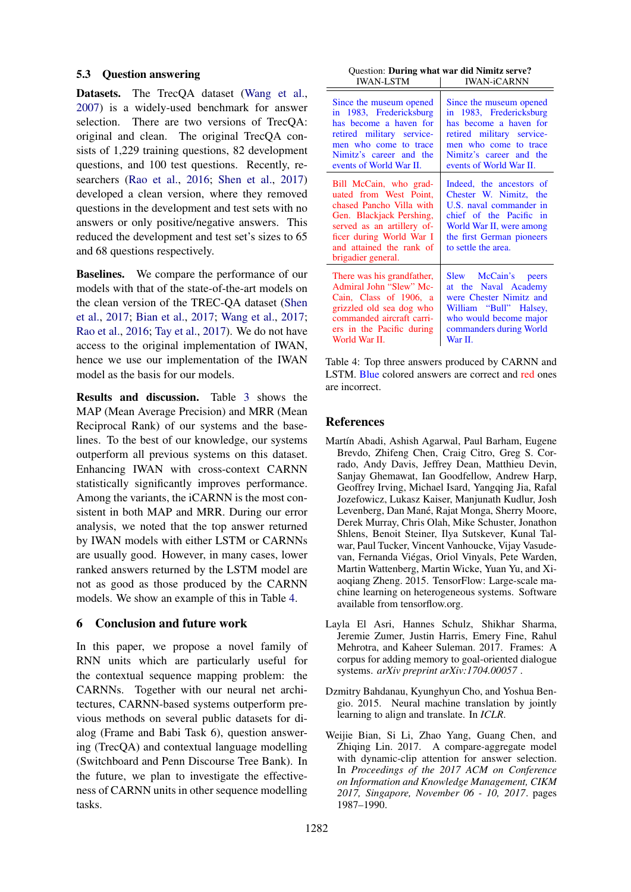### 5.3 Question answering

**Datasets.** The TrecQA dataset (Wang et al., 2007) is a widely-used benchmark for answer selection. There are two versions of TrecQA: original and clean. The original TrecQA consists of 1,229 training questions, 82 development questions, and 100 test questions. Recently, researchers (Rao et al., 2016; Shen et al., 2017) developed a clean version, where they removed questions in the development and test sets with no answers or only positive/negative answers. This reduced the development and test set's sizes to 65 and 68 questions respectively.

**Baselines.** We compare the performance of our models with that of the state-of-the-art models on the clean version of the TREC-QA dataset (Shen et al., 2017; Bian et al., 2017; Wang et al., 2017; Rao et al., 2016; Tay et al., 2017). We do not have access to the original implementation of IWAN, hence we use our implementation of the IWAN model as the basis for our models.

**Results and discussion.** Table 3 shows the MAP (Mean Average Precision) and MRR (Mean Reciprocal Rank) of our systems and the baselines. To the best of our knowledge, our systems outperform all previous systems on this dataset. Enhancing IWAN with cross-context CARNN statistically significantly improves performance. Among the variants, the iCARNN is the most consistent in both MAP and MRR. During our error analysis, we noted that the top answer returned by IWAN models with either LSTM or CARNNs are usually good. However, in many cases, lower ranked answers returned by the LSTM model are not as good as those produced by the CARNN models. We show an example of this in Table 4.

## 6 Conclusion and future work

In this paper, we propose a novel family of RNN units which are particularly useful for the contextual sequence mapping problem: the CARNNs. Together with our neural net architectures, CARNN-based systems outperform previous methods on several public datasets for dialog (Frame and Babi Task 6), question answering (TrecQA) and contextual language modelling (Switchboard and Penn Discourse Tree Bank). In the future, we plan to investigate the effectiveness of CARNN units in other sequence modelling tasks.

Question: **During what war did Nimitz serve?**

| IWAN-LSTM | IWAN-iCARNN |
|---|---|
| Since the museum opened in 1983, Fredericksburg has become a haven for retired military servicemen who come to trace Nimitz's career and the events of World War II. | Since the museum opened in 1983, Fredericksburg has become a haven for retired military servicemen who come to trace Nimitz's career and the events of World War II. |
| Bill McCain, who graduated from West Point, chased Pancho Villa with Gen. Blackjack Pershing, served as an artillery officer during World War I and attained the rank of brigadier general. | Indeed, the ancestors of Chester W. Nimitz, the U.S. naval commander in chief of the Pacific in World War II, were among the first German pioneers to settle the area. |
| There was his grandfather, Admiral John "Slew" McCain, Class of 1906, a grizzled old sea dog who commanded aircraft carriers in the Pacific during World War II. | Slew McCain's peers at the Naval Academy were Chester Nimitz and William "Bull" Halsey, who would become major commanders during World War II. |

Table 4: Top three answers produced by CARNN and LSTM. Blue colored answers are correct and red ones are incorrect.

## References

Martín Abadi, Ashish Agarwal, Paul Barham, Eugene Brevdo, Zhifeng Chen, Craig Citro, Greg S. Corrado, Andy Davis, Jeffrey Dean, Matthieu Devin, Sanjay Ghemawat, Ian Goodfellow, Andrew Harp, Geoffrey Irving, Michael Isard, Yangqing Jia, Rafal Jozefowicz, Lukasz Kaiser, Manjunath Kudlur, Josh Levenberg, Dan Mané, Rajat Monga, Sherry Moore, Derek Murray, Chris Olah, Mike Schuster, Jonathon Shlens, Benoit Steiner, Ilya Sutskever, Kunal Talwar, Paul Tucker, Vincent Vanhoucke, Vijay Vasudevan, Fernanda Viégas, Oriol Vinyals, Pete Warden, Martin Wattenberg, Martin Wicke, Yuan Yu, and Xiaoqiang Zheng. 2015. TensorFlow: Large-scale machine learning on heterogeneous systems. Software available from tensorflow.org.

Layla El Asri, Hannes Schulz, Shikhar Sharma, Jeremie Zumer, Justin Harris, Emery Fine, Rahul Mehrotra, and Kaheer Suleman. 2017. Frames: A corpus for adding memory to goal-oriented dialogue systems. *arXiv preprint arXiv:1704.00057* .

Dzmitry Bahdanau, Kyunghyun Cho, and Yoshua Bengio. 2015. Neural machine translation by jointly learning to align and translate. In *ICLR*.

Weijie Bian, Si Li, Zhao Yang, Guang Chen, and Zhiqing Lin. 2017. A compare-aggregate model with dynamic-clip attention for answer selection. In *Proceedings of the 2017 ACM on Conference on Information and Knowledge Management, CIKM 2017, Singapore, November 06 - 10, 2017*. pages 1987–1990.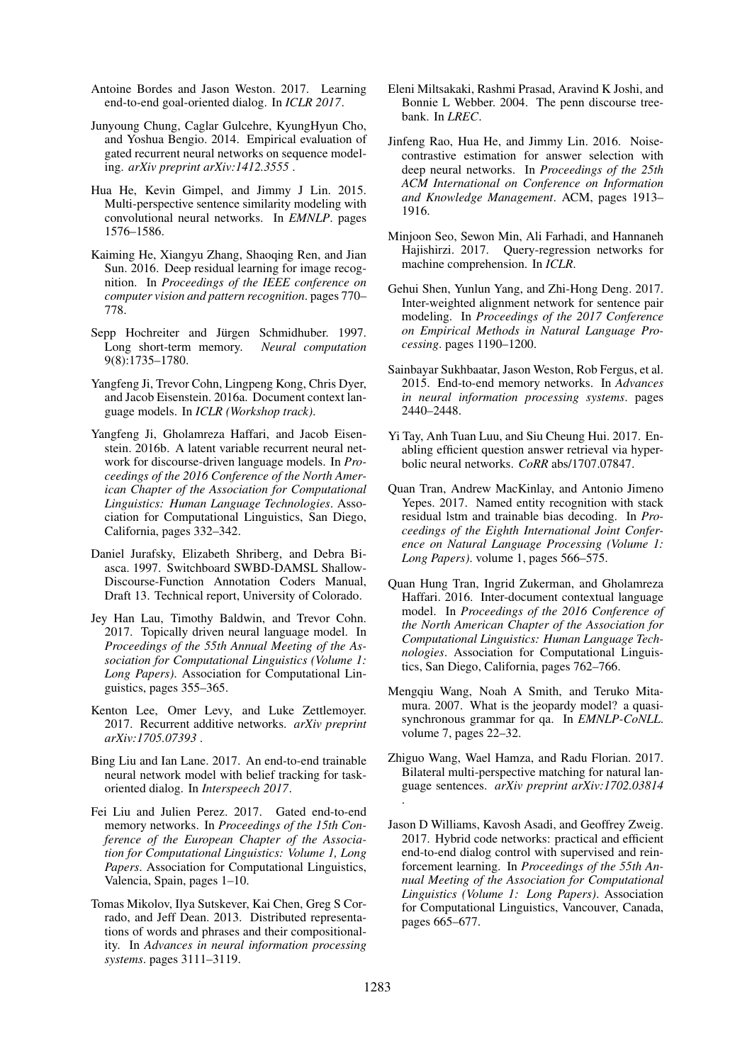Antoine Bordes and Jason Weston. 2017. Learning end-to-end goal-oriented dialog. In *ICLR 2017*.

Junyoung Chung, Caglar Gulcehre, KyungHyun Cho, and Yoshua Bengio. 2014. Empirical evaluation of gated recurrent neural networks on sequence modeling. *arXiv preprint arXiv:1412.3555* .

Hua He, Kevin Gimpel, and Jimmy J Lin. 2015. Multi-perspective sentence similarity modeling with convolutional neural networks. In *EMNLP*. pages 1576–1586.

Kaiming He, Xiangyu Zhang, Shaoqing Ren, and Jian Sun. 2016. Deep residual learning for image recognition. In *Proceedings of the IEEE conference on computer vision and pattern recognition*. pages 770–778.

Sepp Hochreiter and Jürgen Schmidhuber. 1997. Long short-term memory. *Neural computation* 9(8):1735–1780.

Yangfeng Ji, Trevor Cohn, Lingpeng Kong, Chris Dyer, and Jacob Eisenstein. 2016a. Document context language models. In *ICLR (Workshop track)*.

Yangfeng Ji, Gholamreza Haffari, and Jacob Eisenstein. 2016b. A latent variable recurrent neural network for discourse-driven language models. In *Proceedings of the 2016 Conference of the North American Chapter of the Association for Computational Linguistics: Human Language Technologies*. Association for Computational Linguistics, San Diego, California, pages 332–342.

Daniel Jurafsky, Elizabeth Shriberg, and Debra Biasca. 1997. Switchboard SWBD-DAMSL Shallow-Discourse-Function Annotation Coders Manual, Draft 13. Technical report, University of Colorado.

Jey Han Lau, Timothy Baldwin, and Trevor Cohn. 2017. Topically driven neural language model. In *Proceedings of the 55th Annual Meeting of the Association for Computational Linguistics (Volume 1: Long Papers)*. Association for Computational Linguistics, pages 355–365.

Kenton Lee, Omer Levy, and Luke Zettlemoyer. 2017. Recurrent additive networks. *arXiv preprint arXiv:1705.07393* .

Bing Liu and Ian Lane. 2017. An end-to-end trainable neural network model with belief tracking for task-oriented dialog. In *Interspeech 2017*.

Fei Liu and Julien Perez. 2017. Gated end-to-end memory networks. In *Proceedings of the 15th Conference of the European Chapter of the Association for Computational Linguistics: Volume 1, Long Papers*. Association for Computational Linguistics, Valencia, Spain, pages 1–10.

Tomas Mikolov, Ilya Sutskever, Kai Chen, Greg S Corrado, and Jeff Dean. 2013. Distributed representations of words and phrases and their compositionality. In *Advances in neural information processing systems*. pages 3111–3119.

Eleni Miltsakaki, Rashmi Prasad, Aravind K Joshi, and Bonnie L Webber. 2004. The penn discourse treebank. In *LREC*.

Jinfeng Rao, Hua He, and Jimmy Lin. 2016. Noise-contrastive estimation for answer selection with deep neural networks. In *Proceedings of the 25th ACM International on Conference on Information and Knowledge Management*. ACM, pages 1913–1916.

Minjoon Seo, Sewon Min, Ali Farhadi, and Hannaneh Hajishirzi. 2017. Query-regression networks for machine comprehension. In *ICLR*.

Gehui Shen, Yunlun Yang, and Zhi-Hong Deng. 2017. Inter-weighted alignment network for sentence pair modeling. In *Proceedings of the 2017 Conference on Empirical Methods in Natural Language Processing*. pages 1190–1200.

Sainbayar Sukhbaatar, Jason Weston, Rob Fergus, et al. 2015. End-to-end memory networks. In *Advances in neural information processing systems*. pages 2440–2448.

Yi Tay, Anh Tuan Luu, and Siu Cheung Hui. 2017. Enabling efficient question answer retrieval via hyperbolic neural networks. *CoRR* abs/1707.07847.

Quan Tran, Andrew MacKinlay, and Antonio Jimeno Yepes. 2017. Named entity recognition with stack residual lstm and trainable bias decoding. In *Proceedings of the Eighth International Joint Conference on Natural Language Processing (Volume 1: Long Papers)*. volume 1, pages 566–575.

Quan Hung Tran, Ingrid Zukerman, and Gholamreza Haffari. 2016. Inter-document contextual language model. In *Proceedings of the 2016 Conference of the North American Chapter of the Association for Computational Linguistics: Human Language Technologies*. Association for Computational Linguistics, San Diego, California, pages 762–766.

Mengqiu Wang, Noah A Smith, and Teruko Mitamura. 2007. What is the jeopardy model? a quasi-synchronous grammar for qa. In *EMNLP-CoNLL*. volume 7, pages 22–32.

Zhiguo Wang, Wael Hamza, and Radu Florian. 2017. Bilateral multi-perspective matching for natural language sentences. *arXiv preprint arXiv:1702.03814* .

Jason D Williams, Kavosh Asadi, and Geoffrey Zweig. 2017. Hybrid code networks: practical and efficient end-to-end dialog control with supervised and reinforcement learning. In *Proceedings of the 55th Annual Meeting of the Association for Computational Linguistics (Volume 1: Long Papers)*. Association for Computational Linguistics, Vancouver, Canada, pages 665–677.